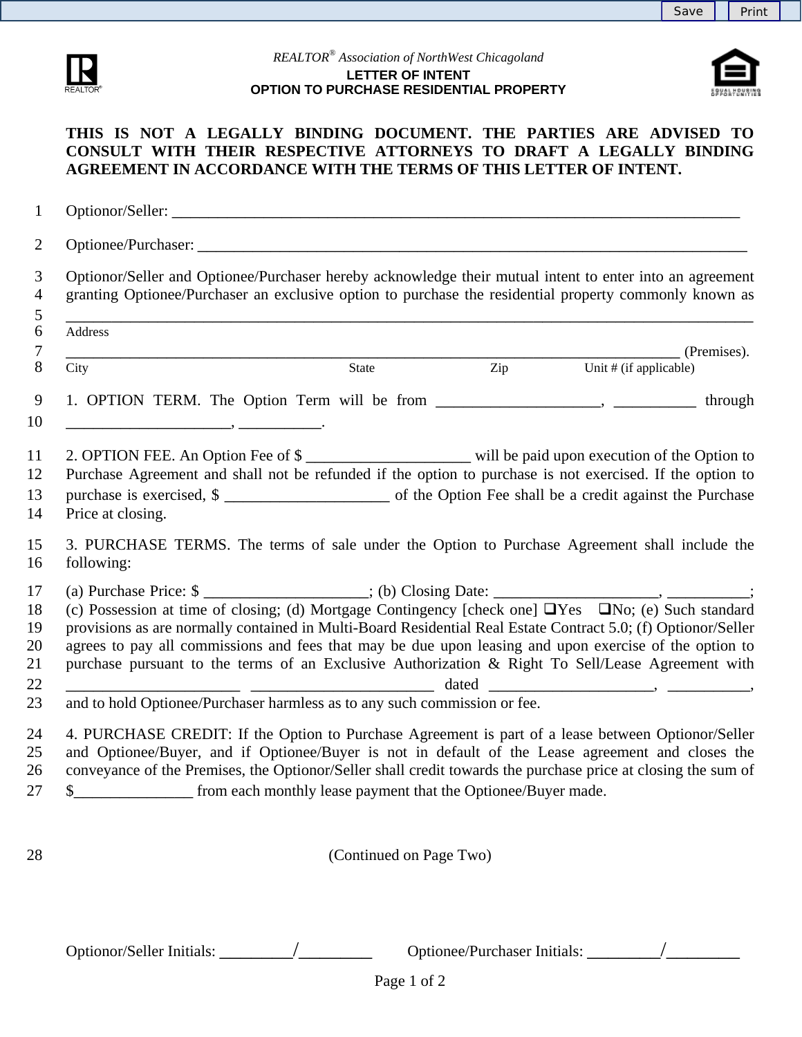*REALTOR® Association of NorthWest Chicagoland*

**LETTER OF INTENT**
**OPTION TO PURCHASE RESIDENTIAL PROPERTY**

**THIS IS NOT A LEGALLY BINDING DOCUMENT. THE PARTIES ARE ADVISED TO CONSULT WITH THEIR RESPECTIVE ATTORNEYS TO DRAFT A LEGALLY BINDING AGREEMENT IN ACCORDANCE WITH THE TERMS OF THIS LETTER OF INTENT.**

1 Optionor/Seller: ______________________________________________________________________________

2 Optionee/Purchaser: __________________________________________________________________________

3 Optionor/Seller and Optionee/Purchaser hereby acknowledge their mutual intent to enter into an agreement
4 granting Optionee/Purchaser an exclusive option to purchase the residential property commonly known as
5 ______________________________________________________________________________________________
6 Address
7 ____________________________________________________________________________________ (Premises).
8 City State Zip Unit # (if applicable)

9 1. OPTION TERM. The Option Term will be from ____________________, __________ through
10 ____________________, __________.

11 2. OPTION FEE. An Option Fee of $ ____________________ will be paid upon execution of the Option to
12 Purchase Agreement and shall not be refunded if the option to purchase is not exercised. If the option to
13 purchase is exercised, $ ____________________ of the Option Fee shall be a credit against the Purchase
14 Price at closing.

15 3. PURCHASE TERMS. The terms of sale under the Option to Purchase Agreement shall include the
16 following:

17 (a) Purchase Price: $ ____________________; (b) Closing Date: ____________________, __________;
18 (c) Possession at time of closing; (d) Mortgage Contingency [check one] ❑Yes ❑No; (e) Such standard
19 provisions as are normally contained in Multi-Board Residential Real Estate Contract 5.0; (f) Optionor/Seller
20 agrees to pay all commissions and fees that may be due upon leasing and upon exercise of the option to
21 purchase pursuant to the terms of an Exclusive Authorization & Right To Sell/Lease Agreement with
22 ______________________ ______________________ dated ____________________, __________,
23 and to hold Optionee/Purchaser harmless as to any such commission or fee.

24 4. PURCHASE CREDIT: If the Option to Purchase Agreement is part of a lease between Optionor/Seller
25 and Optionee/Buyer, and if Optionee/Buyer is not in default of the Lease agreement and closes the
26 conveyance of the Premises, the Optionor/Seller shall credit towards the purchase price at closing the sum of
27 $______________ from each monthly lease payment that the Optionee/Buyer made.

28 (Continued on Page Two)

Optionor/Seller Initials: _________/_________ Optionee/Purchaser Initials: _________/_________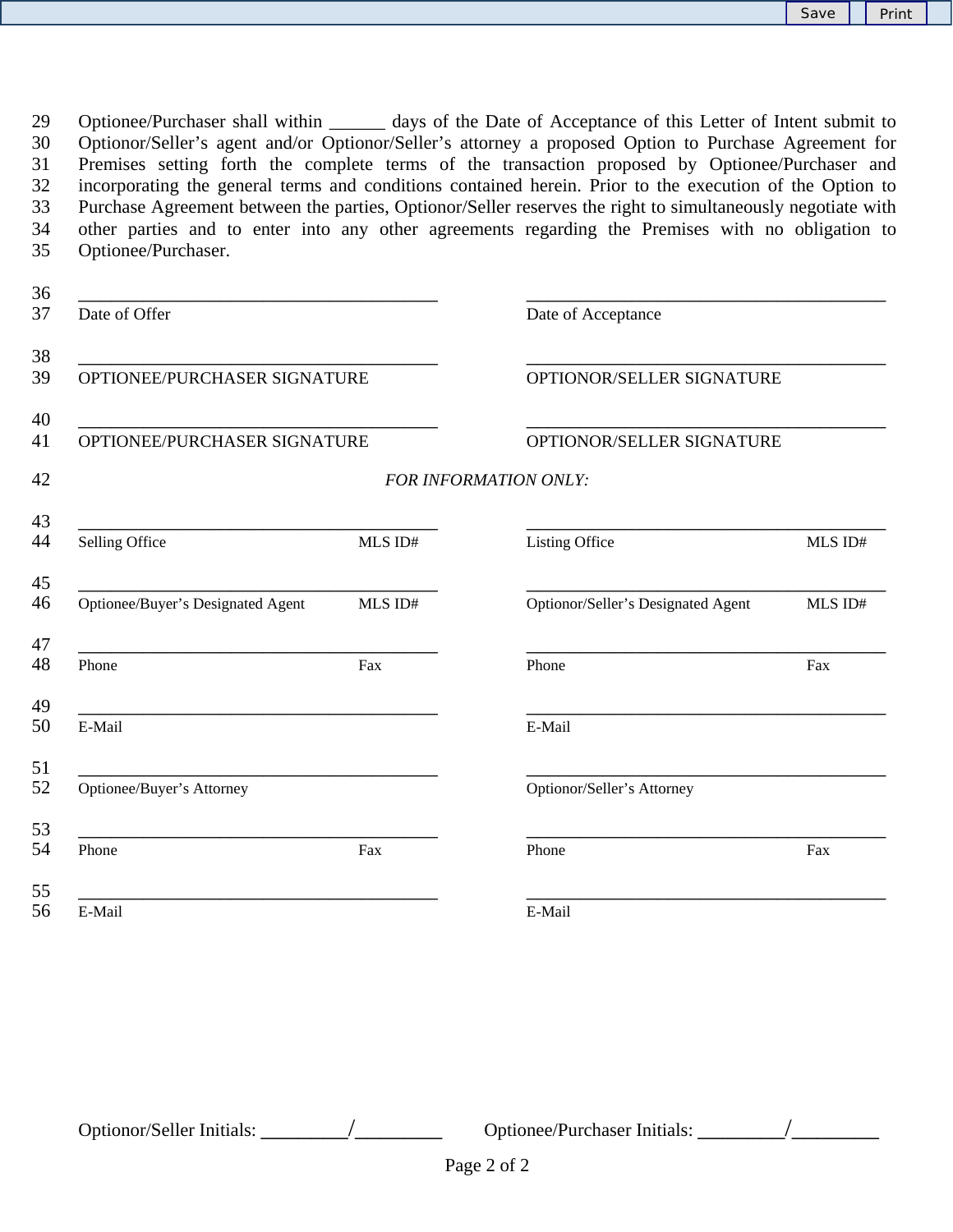29 Optionee/Purchaser shall within ______ days of the Date of Acceptance of this Letter of Intent submit to
30 Optionor/Seller's agent and/or Optionor/Seller's attorney a proposed Option to Purchase Agreement for
31 Premises setting forth the complete terms of the transaction proposed by Optionee/Purchaser and
32 incorporating the general terms and conditions contained herein. Prior to the execution of the Option to
33 Purchase Agreement between the parties, Optionor/Seller reserves the right to simultaneously negotiate with
34 other parties and to enter into any other agreements regarding the Premises with no obligation to
35 Optionee/Purchaser.

| | | |
|---|---|---|
| 36 | ______________________________ | ______________________________ |
| 37 | Date of Offer | Date of Acceptance |
| 38 | ______________________________ | ______________________________ |
| 39 | OPTIONEE/PURCHASER SIGNATURE | OPTIONOR/SELLER SIGNATURE |
| 40 | ______________________________ | ______________________________ |
| 41 | OPTIONEE/PURCHASER SIGNATURE | OPTIONOR/SELLER SIGNATURE |

42 *FOR INFORMATION ONLY:*

| | | | | |
|---|---|---|---|---|
| 43 | ______________________________ | | ______________________________ | |
| 44 | Selling Office | MLS ID# | Listing Office | MLS ID# |
| 45 | ______________________________ | | ______________________________ | |
| 46 | Optionee/Buyer's Designated Agent | MLS ID# | Optionor/Seller's Designated Agent | MLS ID# |
| 47 | ______________________________ | | ______________________________ | |
| 48 | Phone | Fax | Phone | Fax |
| 49 | ______________________________ | | ______________________________ | |
| 50 | E-Mail | | E-Mail | |
| 51 | ______________________________ | | ______________________________ | |
| 52 | Optionee/Buyer's Attorney | | Optionor/Seller's Attorney | |
| 53 | ______________________________ | | ______________________________ | |
| 54 | Phone | Fax | Phone | Fax |
| 55 | ______________________________ | | ______________________________ | |
| 56 | E-Mail | | E-Mail | |

Optionor/Seller Initials: _________/_________ Optionee/Purchaser Initials: _________/_________